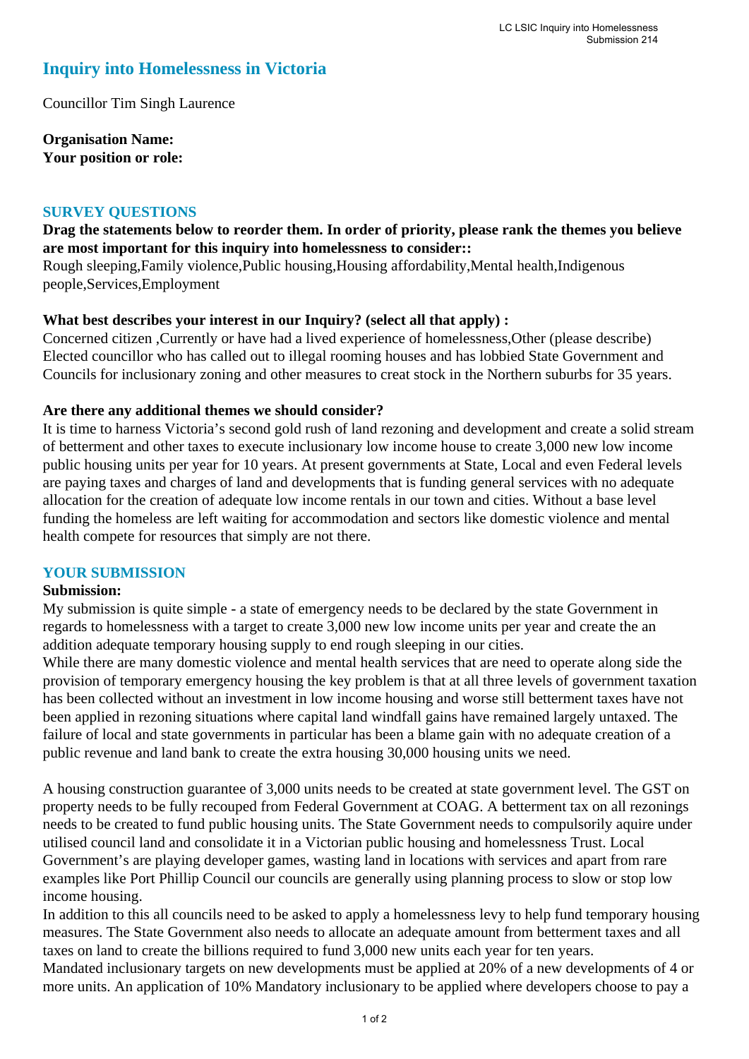# Inquiry into Homelessness in Victoria

Councillor Tim Singh Laurence

**Organisation Name:**
**Your position or role:**

## SURVEY QUESTIONS

**Drag the statements below to reorder them. In order of priority, please rank the themes you believe are most important for this inquiry into homelessness to consider::**
Rough sleeping,Family violence,Public housing,Housing affordability,Mental health,Indigenous people,Services,Employment

**What best describes your interest in our Inquiry? (select all that apply) :**
Concerned citizen ,Currently or have had a lived experience of homelessness,Other (please describe)
Elected councillor who has called out to illegal rooming houses and has lobbied State Government and Councils for inclusionary zoning and other measures to creat stock in the Northern suburbs for 35 years.

**Are there any additional themes we should consider?**
It is time to harness Victoria's second gold rush of land rezoning and development and create a solid stream of betterment and other taxes to execute inclusionary low income house to create 3,000 new low income public housing units per year for 10 years. At present governments at State, Local and even Federal levels are paying taxes and charges of land and developments that is funding general services with no adequate allocation for the creation of adequate low income rentals in our town and cities. Without a base level funding the homeless are left waiting for accommodation and sectors like domestic violence and mental health compete for resources that simply are not there.

## YOUR SUBMISSION

**Submission:**
My submission is quite simple - a state of emergency needs to be declared by the state Government in regards to homelessness with a target to create 3,000 new low income units per year and create the an addition adequate temporary housing supply to end rough sleeping in our cities.
While there are many domestic violence and mental health services that are need to operate along side the provision of temporary emergency housing the key problem is that at all three levels of government taxation has been collected without an investment in low income housing and worse still betterment taxes have not been applied in rezoning situations where capital land windfall gains have remained largely untaxed. The failure of local and state governments in particular has been a blame gain with no adequate creation of a public revenue and land bank to create the extra housing 30,000 housing units we need.

A housing construction guarantee of 3,000 units needs to be created at state government level. The GST on property needs to be fully recouped from Federal Government at COAG. A betterment tax on all rezonings needs to be created to fund public housing units. The State Government needs to compulsorily aquire under utilised council land and consolidate it in a Victorian public housing and homelessness Trust. Local Government's are playing developer games, wasting land in locations with services and apart from rare examples like Port Phillip Council our councils are generally using planning process to slow or stop low income housing.
In addition to this all councils need to be asked to apply a homelessness levy to help fund temporary housing measures. The State Government also needs to allocate an adequate amount from betterment taxes and all taxes on land to create the billions required to fund 3,000 new units each year for ten years.
Mandated inclusionary targets on new developments must be applied at 20% of a new developments of 4 or more units. An application of 10% Mandatory inclusionary to be applied where developers choose to pay a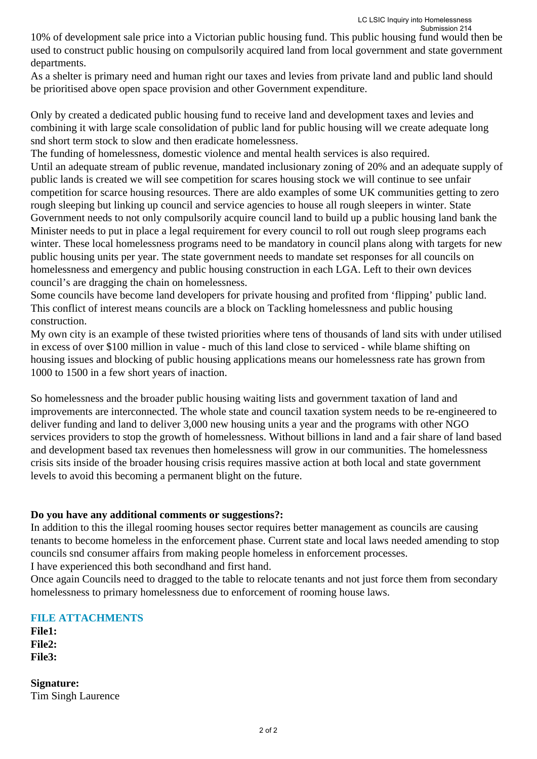10% of development sale price into a Victorian public housing fund. This public housing fund would then be used to construct public housing on compulsorily acquired land from local government and state government departments.
As a shelter is primary need and human right our taxes and levies from private land and public land should be prioritised above open space provision and other Government expenditure.

Only by created a dedicated public housing fund to receive land and development taxes and levies and combining it with large scale consolidation of public land for public housing will we create adequate long snd short term stock to slow and then eradicate homelessness.
The funding of homelessness, domestic violence and mental health services is also required.
Until an adequate stream of public revenue, mandated inclusionary zoning of 20% and an adequate supply of public lands is created we will see competition for scares housing stock we will continue to see unfair competition for scarce housing resources. There are aldo examples of some UK communities getting to zero rough sleeping but linking up council and service agencies to house all rough sleepers in winter. State Government needs to not only compulsorily acquire council land to build up a public housing land bank the Minister needs to put in place a legal requirement for every council to roll out rough sleep programs each winter. These local homelessness programs need to be mandatory in council plans along with targets for new public housing units per year. The state government needs to mandate set responses for all councils on homelessness and emergency and public housing construction in each LGA. Left to their own devices council's are dragging the chain on homelessness.
Some councils have become land developers for private housing and profited from 'flipping' public land. This conflict of interest means councils are a block on Tackling homelessness and public housing construction.
My own city is an example of these twisted priorities where tens of thousands of land sits with under utilised in excess of over $100 million in value - much of this land close to serviced - while blame shifting on housing issues and blocking of public housing applications means our homelessness rate has grown from 1000 to 1500 in a few short years of inaction.

So homelessness and the broader public housing waiting lists and government taxation of land and improvements are interconnected. The whole state and council taxation system needs to be re-engineered to deliver funding and land to deliver 3,000 new housing units a year and the programs with other NGO services providers to stop the growth of homelessness. Without billions in land and a fair share of land based and development based tax revenues then homelessness will grow in our communities. The homelessness crisis sits inside of the broader housing crisis requires massive action at both local and state government levels to avoid this becoming a permanent blight on the future.

**Do you have any additional comments or suggestions?:**
In addition to this the illegal rooming houses sector requires better management as councils are causing tenants to become homeless in the enforcement phase. Current state and local laws needed amending to stop councils snd consumer affairs from making people homeless in enforcement processes.
I have experienced this both secondhand and first hand.
Once again Councils need to dragged to the table to relocate tenants and not just force them from secondary homelessness to primary homelessness due to enforcement of rooming house laws.

## FILE ATTACHMENTS

**File1:**
**File2:**
**File3:**

**Signature:**
Tim Singh Laurence